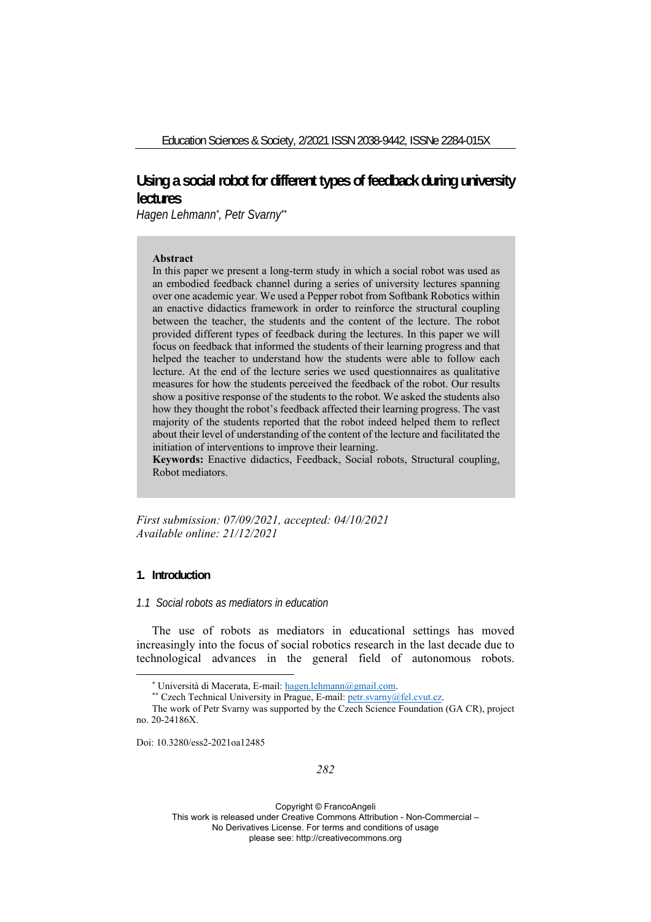# Using a social robot for different types of feedback during university lectures

*Hagen Lehmann[\*], Petr Svarny[\*\*]*

**Abstract**

In this paper we present a long-term study in which a social robot was used as an embodied feedback channel during a series of university lectures spanning over one academic year. We used a Pepper robot from Softbank Robotics within an enactive didactics framework in order to reinforce the structural coupling between the teacher, the students and the content of the lecture. The robot provided different types of feedback during the lectures. In this paper we will focus on feedback that informed the students of their learning progress and that helped the teacher to understand how the students were able to follow each lecture. At the end of the lecture series we used questionnaires as qualitative measures for how the students perceived the feedback of the robot. Our results show a positive response of the students to the robot. We asked the students also how they thought the robot's feedback affected their learning progress. The vast majority of the students reported that the robot indeed helped them to reflect about their level of understanding of the content of the lecture and facilitated the initiation of interventions to improve their learning.

**Keywords:** Enactive didactics, Feedback, Social robots, Structural coupling, Robot mediators.

*First submission: 07/09/2021, accepted: 04/10/2021*
*Available online: 21/12/2021*

## 1. Introduction

### 1.1 Social robots as mediators in education

The use of robots as mediators in educational settings has moved increasingly into the focus of social robotics research in the last decade due to technological advances in the general field of autonomous robots.

---

[\*] Università di Macerata, E-mail: hagen.lehmann@gmail.com.

[\*\*] Czech Technical University in Prague, E-mail: petr.svarny@fel.cvut.cz.

The work of Petr Svarny was supported by the Czech Science Foundation (GA CR), project no. 20-24186X.

Doi: 10.3280/ess2-2021oa12485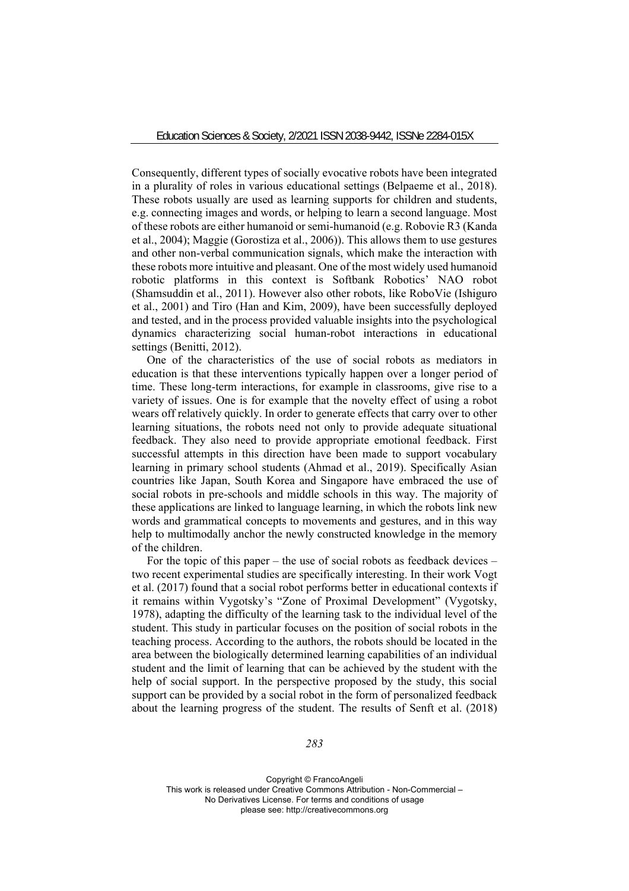Consequently, different types of socially evocative robots have been integrated in a plurality of roles in various educational settings (Belpaeme et al., 2018). These robots usually are used as learning supports for children and students, e.g. connecting images and words, or helping to learn a second language. Most of these robots are either humanoid or semi-humanoid (e.g. Robovie R3 (Kanda et al., 2004); Maggie (Gorostiza et al., 2006)). This allows them to use gestures and other non-verbal communication signals, which make the interaction with these robots more intuitive and pleasant. One of the most widely used humanoid robotic platforms in this context is Softbank Robotics' NAO robot (Shamsuddin et al., 2011). However also other robots, like RoboVie (Ishiguro et al., 2001) and Tiro (Han and Kim, 2009), have been successfully deployed and tested, and in the process provided valuable insights into the psychological dynamics characterizing social human-robot interactions in educational settings (Benitti, 2012).

One of the characteristics of the use of social robots as mediators in education is that these interventions typically happen over a longer period of time. These long-term interactions, for example in classrooms, give rise to a variety of issues. One is for example that the novelty effect of using a robot wears off relatively quickly. In order to generate effects that carry over to other learning situations, the robots need not only to provide adequate situational feedback. They also need to provide appropriate emotional feedback. First successful attempts in this direction have been made to support vocabulary learning in primary school students (Ahmad et al., 2019). Specifically Asian countries like Japan, South Korea and Singapore have embraced the use of social robots in pre-schools and middle schools in this way. The majority of these applications are linked to language learning, in which the robots link new words and grammatical concepts to movements and gestures, and in this way help to multimodally anchor the newly constructed knowledge in the memory of the children.

For the topic of this paper – the use of social robots as feedback devices – two recent experimental studies are specifically interesting. In their work Vogt et al. (2017) found that a social robot performs better in educational contexts if it remains within Vygotsky's "Zone of Proximal Development" (Vygotsky, 1978), adapting the difficulty of the learning task to the individual level of the student. This study in particular focuses on the position of social robots in the teaching process. According to the authors, the robots should be located in the area between the biologically determined learning capabilities of an individual student and the limit of learning that can be achieved by the student with the help of social support. In the perspective proposed by the study, this social support can be provided by a social robot in the form of personalized feedback about the learning progress of the student. The results of Senft et al. (2018)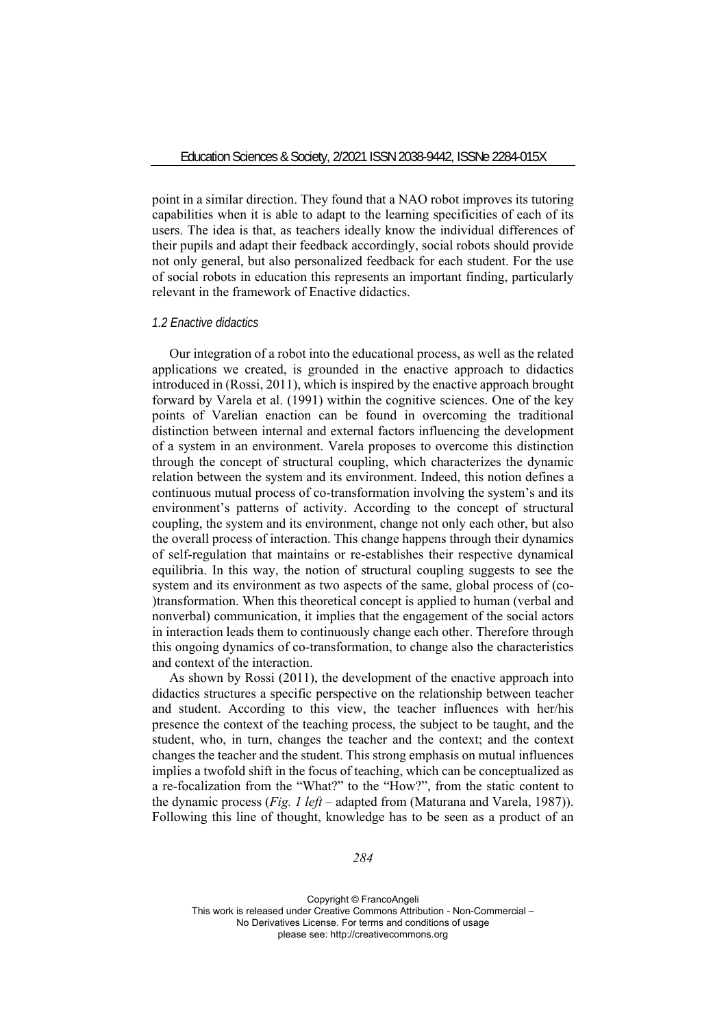point in a similar direction. They found that a NAO robot improves its tutoring capabilities when it is able to adapt to the learning specificities of each of its users. The idea is that, as teachers ideally know the individual differences of their pupils and adapt their feedback accordingly, social robots should provide not only general, but also personalized feedback for each student. For the use of social robots in education this represents an important finding, particularly relevant in the framework of Enactive didactics.

### *1.2 Enactive didactics*

Our integration of a robot into the educational process, as well as the related applications we created, is grounded in the enactive approach to didactics introduced in (Rossi, 2011), which is inspired by the enactive approach brought forward by Varela et al. (1991) within the cognitive sciences. One of the key points of Varelian enaction can be found in overcoming the traditional distinction between internal and external factors influencing the development of a system in an environment. Varela proposes to overcome this distinction through the concept of structural coupling, which characterizes the dynamic relation between the system and its environment. Indeed, this notion defines a continuous mutual process of co-transformation involving the system's and its environment's patterns of activity. According to the concept of structural coupling, the system and its environment, change not only each other, but also the overall process of interaction. This change happens through their dynamics of self-regulation that maintains or re-establishes their respective dynamical equilibria. In this way, the notion of structural coupling suggests to see the system and its environment as two aspects of the same, global process of (co-)transformation. When this theoretical concept is applied to human (verbal and nonverbal) communication, it implies that the engagement of the social actors in interaction leads them to continuously change each other. Therefore through this ongoing dynamics of co-transformation, to change also the characteristics and context of the interaction.

As shown by Rossi (2011), the development of the enactive approach into didactics structures a specific perspective on the relationship between teacher and student. According to this view, the teacher influences with her/his presence the context of the teaching process, the subject to be taught, and the student, who, in turn, changes the teacher and the context; and the context changes the teacher and the student. This strong emphasis on mutual influences implies a twofold shift in the focus of teaching, which can be conceptualized as a re-focalization from the "What?" to the "How?", from the static content to the dynamic process (*Fig. 1 left* – adapted from (Maturana and Varela, 1987)). Following this line of thought, knowledge has to be seen as a product of an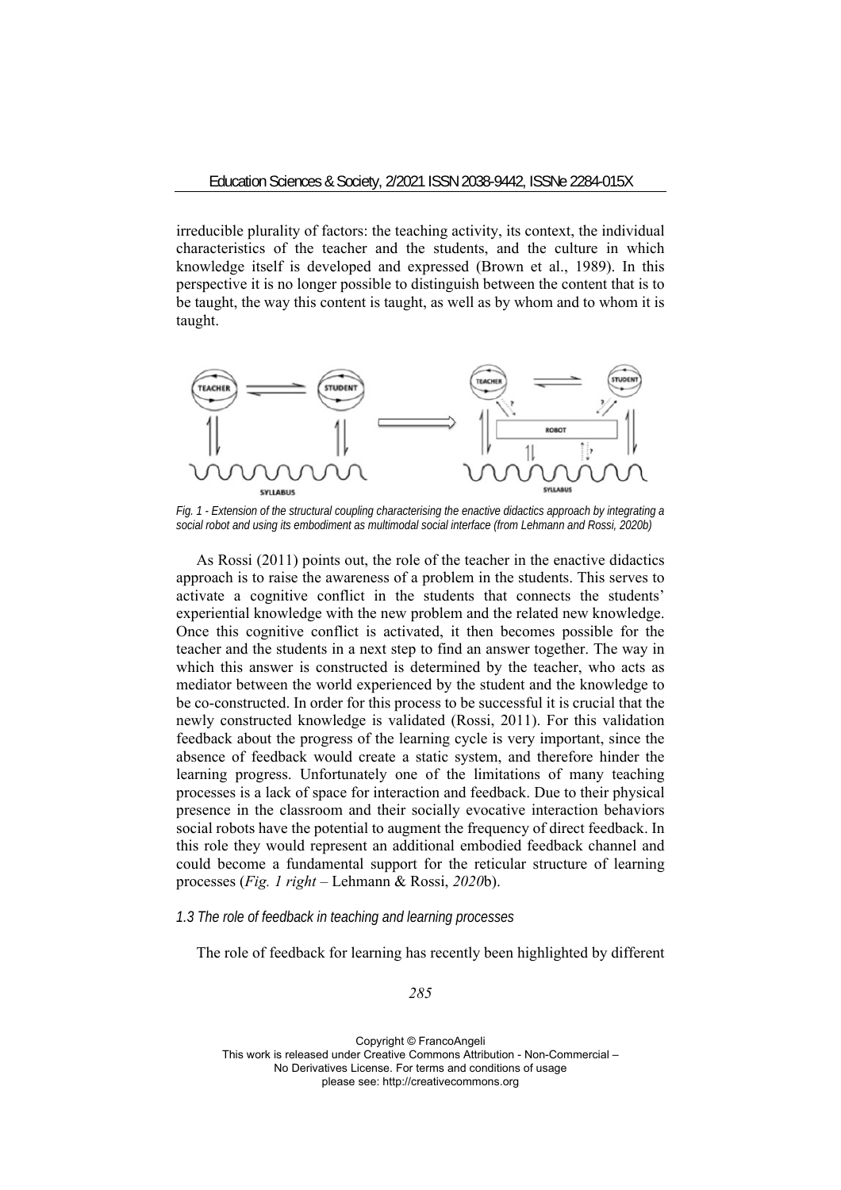irreducible plurality of factors: the teaching activity, its context, the individual characteristics of the teacher and the students, and the culture in which knowledge itself is developed and expressed (Brown et al., 1989). In this perspective it is no longer possible to distinguish between the content that is to be taught, the way this content is taught, as well as by whom and to whom it is taught.

*Fig. 1 - Extension of the structural coupling characterising the enactive didactics approach by integrating a social robot and using its embodiment as multimodal social interface (from Lehmann and Rossi, 2020b)*

As Rossi (2011) points out, the role of the teacher in the enactive didactics approach is to raise the awareness of a problem in the students. This serves to activate a cognitive conflict in the students that connects the students' experiential knowledge with the new problem and the related new knowledge. Once this cognitive conflict is activated, it then becomes possible for the teacher and the students in a next step to find an answer together. The way in which this answer is constructed is determined by the teacher, who acts as mediator between the world experienced by the student and the knowledge to be co-constructed. In order for this process to be successful it is crucial that the newly constructed knowledge is validated (Rossi, 2011). For this validation feedback about the progress of the learning cycle is very important, since the absence of feedback would create a static system, and therefore hinder the learning progress. Unfortunately one of the limitations of many teaching processes is a lack of space for interaction and feedback. Due to their physical presence in the classroom and their socially evocative interaction behaviors social robots have the potential to augment the frequency of direct feedback. In this role they would represent an additional embodied feedback channel and could become a fundamental support for the reticular structure of learning processes (*Fig. 1 right* – Lehmann & Rossi, *2020*b).

### *1.3 The role of feedback in teaching and learning processes*

The role of feedback for learning has recently been highlighted by different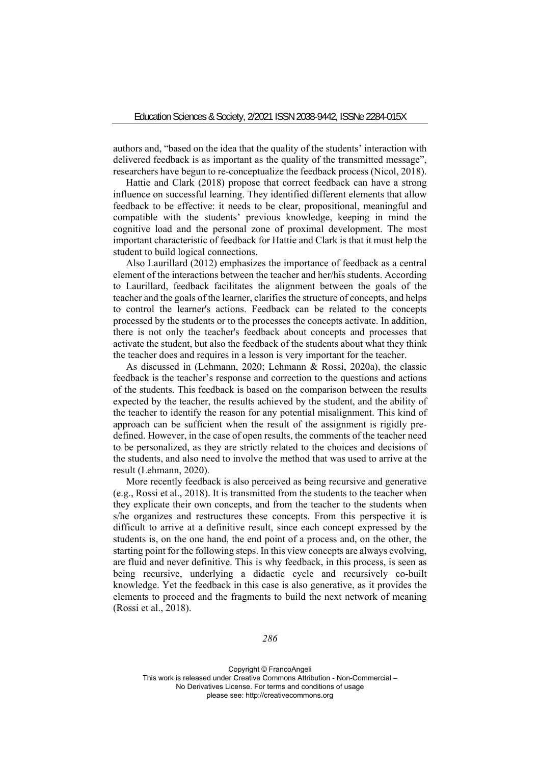authors and, "based on the idea that the quality of the students' interaction with delivered feedback is as important as the quality of the transmitted message", researchers have begun to re-conceptualize the feedback process (Nicol, 2018).

Hattie and Clark (2018) propose that correct feedback can have a strong influence on successful learning. They identified different elements that allow feedback to be effective: it needs to be clear, propositional, meaningful and compatible with the students' previous knowledge, keeping in mind the cognitive load and the personal zone of proximal development. The most important characteristic of feedback for Hattie and Clark is that it must help the student to build logical connections.

Also Laurillard (2012) emphasizes the importance of feedback as a central element of the interactions between the teacher and her/his students. According to Laurillard, feedback facilitates the alignment between the goals of the teacher and the goals of the learner, clarifies the structure of concepts, and helps to control the learner's actions. Feedback can be related to the concepts processed by the students or to the processes the concepts activate. In addition, there is not only the teacher's feedback about concepts and processes that activate the student, but also the feedback of the students about what they think the teacher does and requires in a lesson is very important for the teacher.

As discussed in (Lehmann, 2020; Lehmann & Rossi, 2020a), the classic feedback is the teacher's response and correction to the questions and actions of the students. This feedback is based on the comparison between the results expected by the teacher, the results achieved by the student, and the ability of the teacher to identify the reason for any potential misalignment. This kind of approach can be sufficient when the result of the assignment is rigidly pre-defined. However, in the case of open results, the comments of the teacher need to be personalized, as they are strictly related to the choices and decisions of the students, and also need to involve the method that was used to arrive at the result (Lehmann, 2020).

More recently feedback is also perceived as being recursive and generative (e.g., Rossi et al., 2018). It is transmitted from the students to the teacher when they explicate their own concepts, and from the teacher to the students when s/he organizes and restructures these concepts. From this perspective it is difficult to arrive at a definitive result, since each concept expressed by the students is, on the one hand, the end point of a process and, on the other, the starting point for the following steps. In this view concepts are always evolving, are fluid and never definitive. This is why feedback, in this process, is seen as being recursive, underlying a didactic cycle and recursively co-built knowledge. Yet the feedback in this case is also generative, as it provides the elements to proceed and the fragments to build the next network of meaning (Rossi et al., 2018).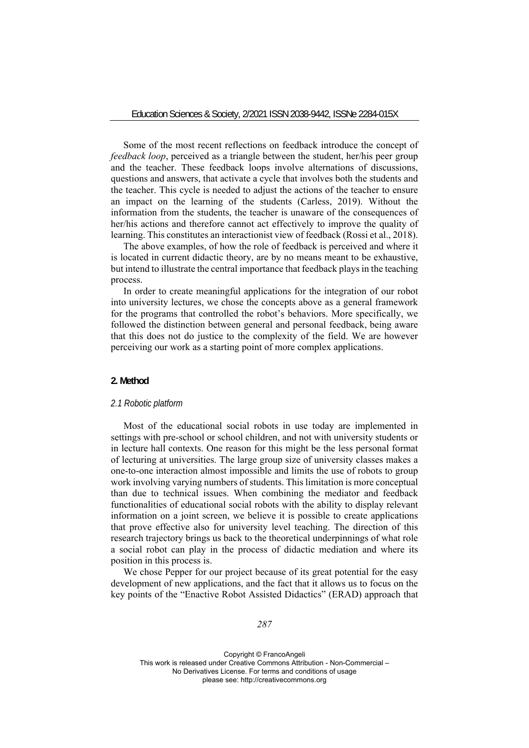Some of the most recent reflections on feedback introduce the concept of *feedback loop*, perceived as a triangle between the student, her/his peer group and the teacher. These feedback loops involve alternations of discussions, questions and answers, that activate a cycle that involves both the students and the teacher. This cycle is needed to adjust the actions of the teacher to ensure an impact on the learning of the students (Carless, 2019). Without the information from the students, the teacher is unaware of the consequences of her/his actions and therefore cannot act effectively to improve the quality of learning. This constitutes an interactionist view of feedback (Rossi et al., 2018).

The above examples, of how the role of feedback is perceived and where it is located in current didactic theory, are by no means meant to be exhaustive, but intend to illustrate the central importance that feedback plays in the teaching process.

In order to create meaningful applications for the integration of our robot into university lectures, we chose the concepts above as a general framework for the programs that controlled the robot's behaviors. More specifically, we followed the distinction between general and personal feedback, being aware that this does not do justice to the complexity of the field. We are however perceiving our work as a starting point of more complex applications.

## 2. Method

### *2.1 Robotic platform*

Most of the educational social robots in use today are implemented in settings with pre-school or school children, and not with university students or in lecture hall contexts. One reason for this might be the less personal format of lecturing at universities. The large group size of university classes makes a one-to-one interaction almost impossible and limits the use of robots to group work involving varying numbers of students. This limitation is more conceptual than due to technical issues. When combining the mediator and feedback functionalities of educational social robots with the ability to display relevant information on a joint screen, we believe it is possible to create applications that prove effective also for university level teaching. The direction of this research trajectory brings us back to the theoretical underpinnings of what role a social robot can play in the process of didactic mediation and where its position in this process is.

We chose Pepper for our project because of its great potential for the easy development of new applications, and the fact that it allows us to focus on the key points of the "Enactive Robot Assisted Didactics" (ERAD) approach that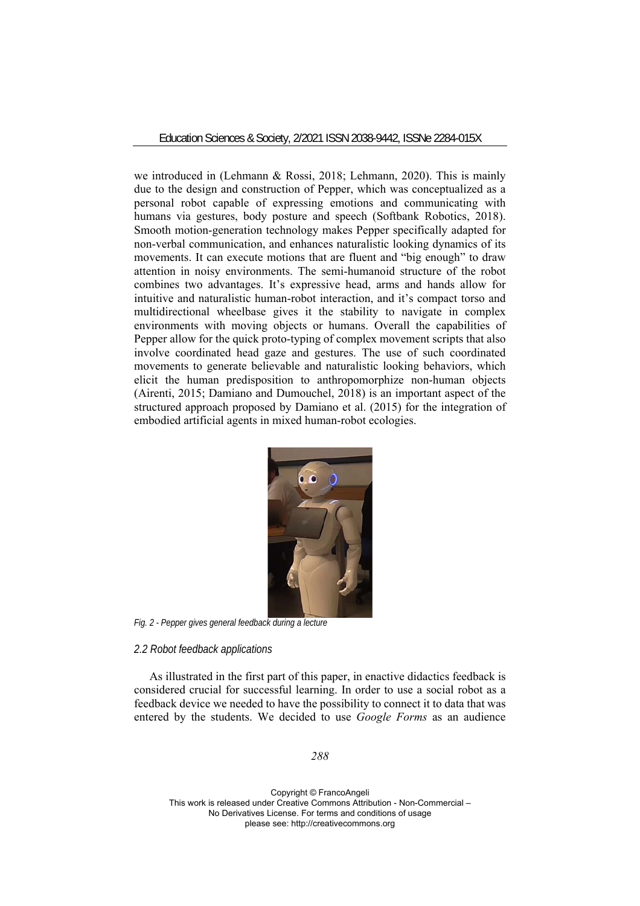we introduced in (Lehmann & Rossi, 2018; Lehmann, 2020). This is mainly due to the design and construction of Pepper, which was conceptualized as a personal robot capable of expressing emotions and communicating with humans via gestures, body posture and speech (Softbank Robotics, 2018). Smooth motion-generation technology makes Pepper specifically adapted for non-verbal communication, and enhances naturalistic looking dynamics of its movements. It can execute motions that are fluent and "big enough" to draw attention in noisy environments. The semi-humanoid structure of the robot combines two advantages. It's expressive head, arms and hands allow for intuitive and naturalistic human-robot interaction, and it's compact torso and multidirectional wheelbase gives it the stability to navigate in complex environments with moving objects or humans. Overall the capabilities of Pepper allow for the quick proto-typing of complex movement scripts that also involve coordinated head gaze and gestures. The use of such coordinated movements to generate believable and naturalistic looking behaviors, which elicit the human predisposition to anthropomorphize non-human objects (Airenti, 2015; Damiano and Dumouchel, 2018) is an important aspect of the structured approach proposed by Damiano et al. (2015) for the integration of embodied artificial agents in mixed human-robot ecologies.

*Fig. 2 - Pepper gives general feedback during a lecture*

### *2.2 Robot feedback applications*

As illustrated in the first part of this paper, in enactive didactics feedback is considered crucial for successful learning. In order to use a social robot as a feedback device we needed to have the possibility to connect it to data that was entered by the students. We decided to use *Google Forms* as an audience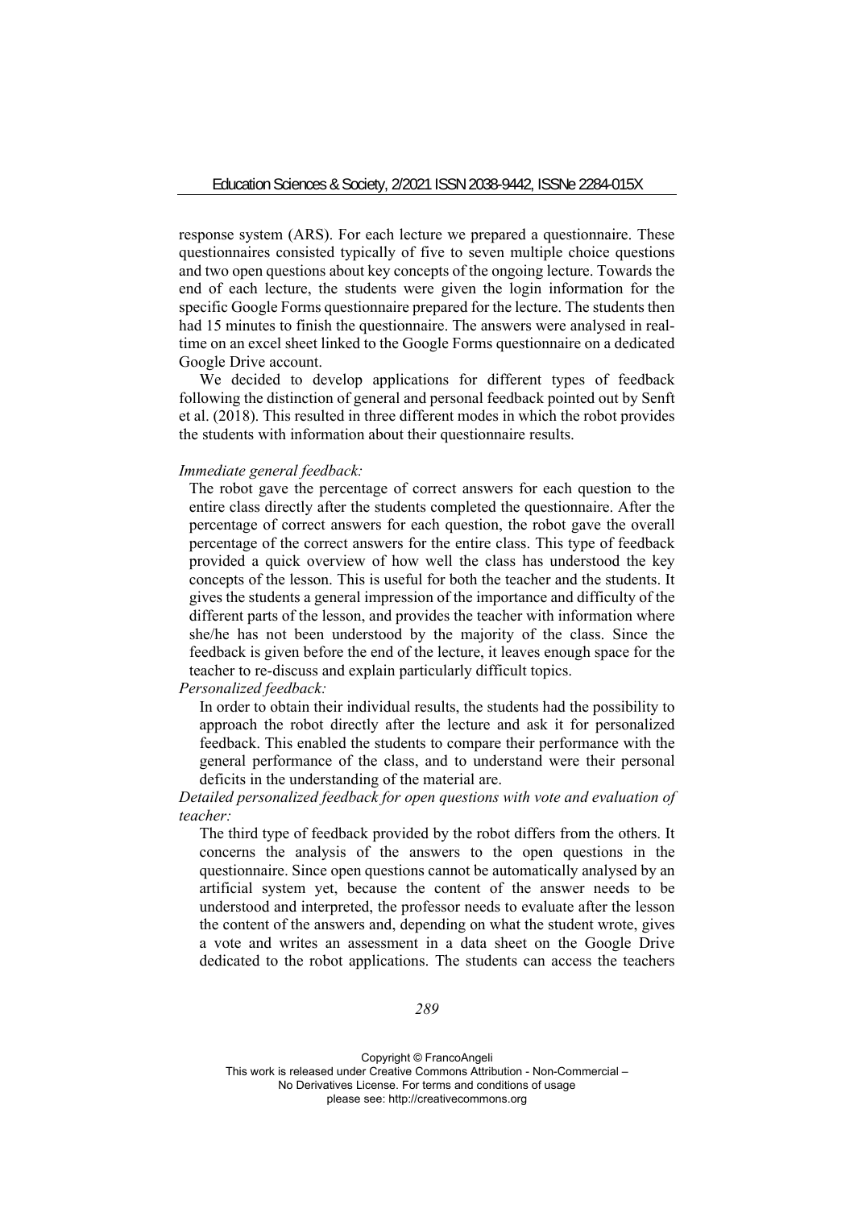response system (ARS). For each lecture we prepared a questionnaire. These questionnaires consisted typically of five to seven multiple choice questions and two open questions about key concepts of the ongoing lecture. Towards the end of each lecture, the students were given the login information for the specific Google Forms questionnaire prepared for the lecture. The students then had 15 minutes to finish the questionnaire. The answers were analysed in real-time on an excel sheet linked to the Google Forms questionnaire on a dedicated Google Drive account.

We decided to develop applications for different types of feedback following the distinction of general and personal feedback pointed out by Senft et al. (2018). This resulted in three different modes in which the robot provides the students with information about their questionnaire results.

*Immediate general feedback:*

The robot gave the percentage of correct answers for each question to the entire class directly after the students completed the questionnaire. After the percentage of correct answers for each question, the robot gave the overall percentage of the correct answers for the entire class. This type of feedback provided a quick overview of how well the class has understood the key concepts of the lesson. This is useful for both the teacher and the students. It gives the students a general impression of the importance and difficulty of the different parts of the lesson, and provides the teacher with information where she/he has not been understood by the majority of the class. Since the feedback is given before the end of the lecture, it leaves enough space for the teacher to re-discuss and explain particularly difficult topics.

*Personalized feedback:*

In order to obtain their individual results, the students had the possibility to approach the robot directly after the lecture and ask it for personalized feedback. This enabled the students to compare their performance with the general performance of the class, and to understand were their personal deficits in the understanding of the material are.

*Detailed personalized feedback for open questions with vote and evaluation of teacher:*

The third type of feedback provided by the robot differs from the others. It concerns the analysis of the answers to the open questions in the questionnaire. Since open questions cannot be automatically analysed by an artificial system yet, because the content of the answer needs to be understood and interpreted, the professor needs to evaluate after the lesson the content of the answers and, depending on what the student wrote, gives a vote and writes an assessment in a data sheet on the Google Drive dedicated to the robot applications. The students can access the teachers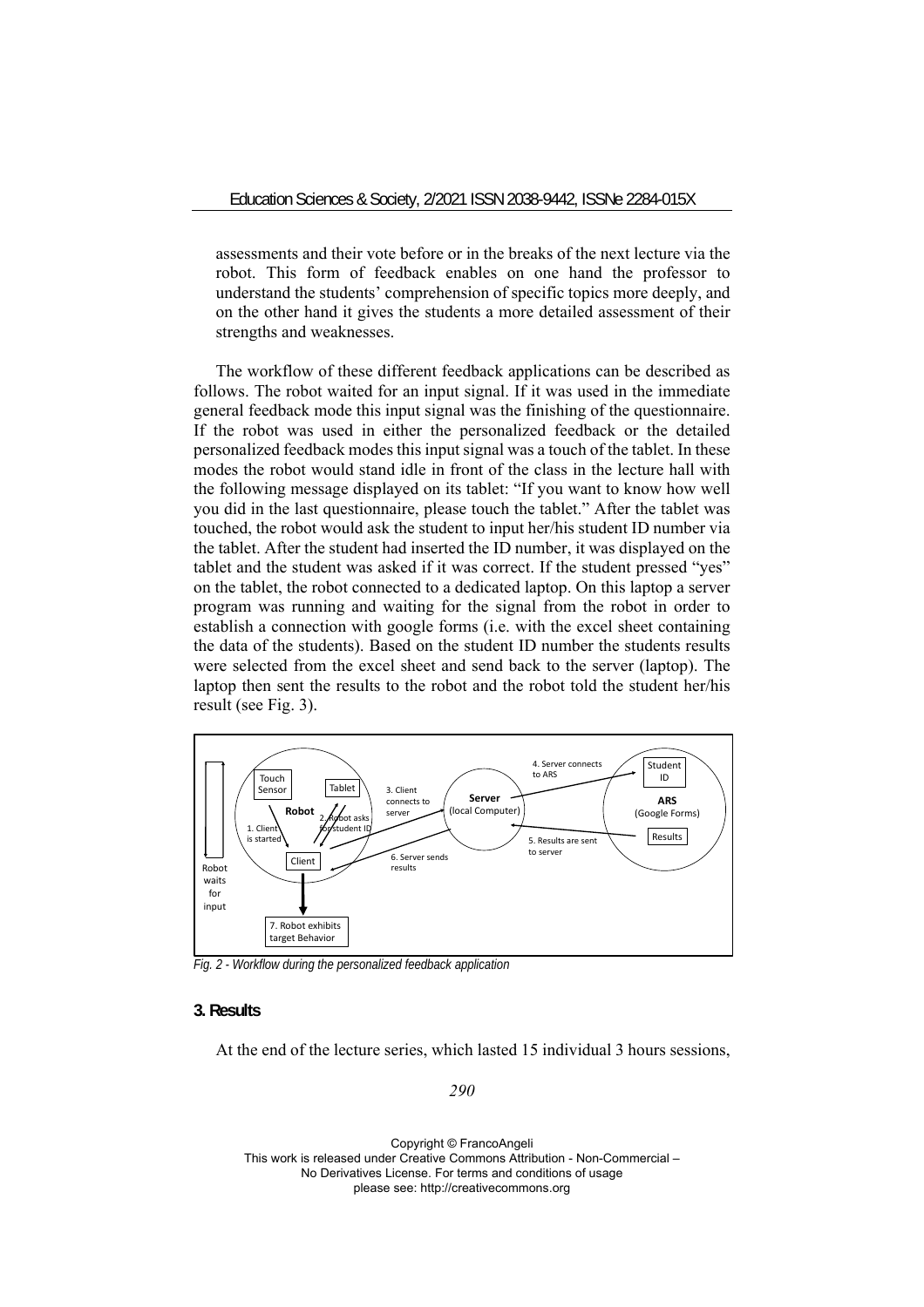assessments and their vote before or in the breaks of the next lecture via the robot. This form of feedback enables on one hand the professor to understand the students' comprehension of specific topics more deeply, and on the other hand it gives the students a more detailed assessment of their strengths and weaknesses.

The workflow of these different feedback applications can be described as follows. The robot waited for an input signal. If it was used in the immediate general feedback mode this input signal was the finishing of the questionnaire. If the robot was used in either the personalized feedback or the detailed personalized feedback modes this input signal was a touch of the tablet. In these modes the robot would stand idle in front of the class in the lecture hall with the following message displayed on its tablet: "If you want to know how well you did in the last questionnaire, please touch the tablet." After the tablet was touched, the robot would ask the student to input her/his student ID number via the tablet. After the student had inserted the ID number, it was displayed on the tablet and the student was asked if it was correct. If the student pressed "yes" on the tablet, the robot connected to a dedicated laptop. On this laptop a server program was running and waiting for the signal from the robot in order to establish a connection with google forms (i.e. with the excel sheet containing the data of the students). Based on the student ID number the students results were selected from the excel sheet and send back to the server (laptop). The laptop then sent the results to the robot and the robot told the student her/his result (see Fig. 3).

*Fig. 2 - Workflow during the personalized feedback application*

## 3. Results

At the end of the lecture series, which lasted 15 individual 3 hours sessions,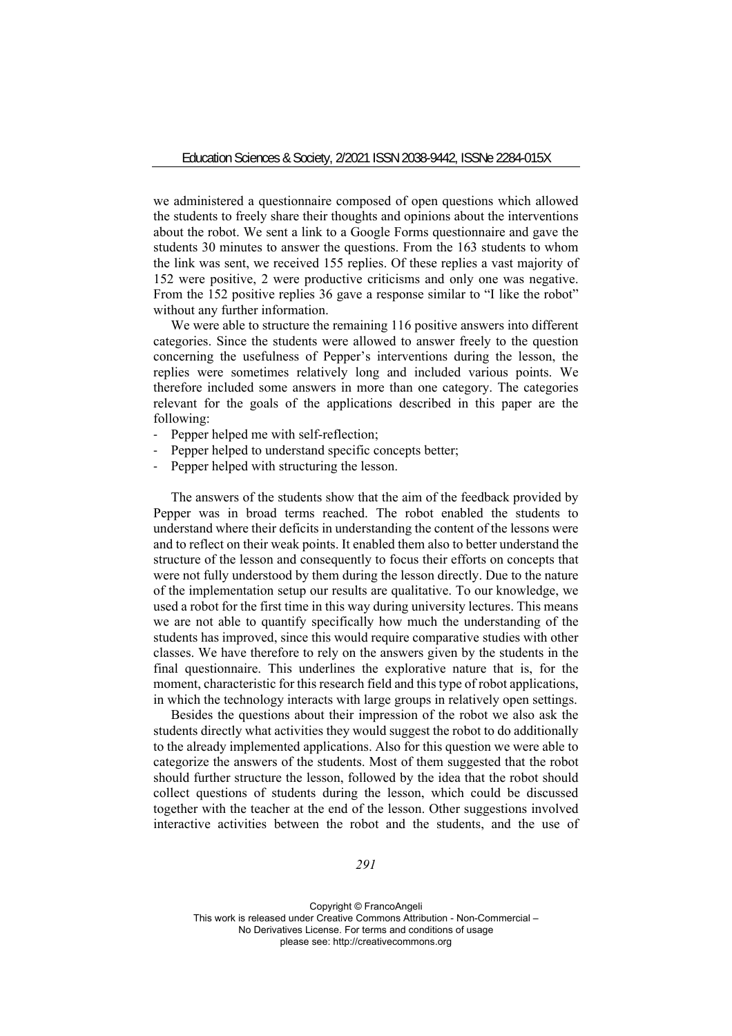we administered a questionnaire composed of open questions which allowed the students to freely share their thoughts and opinions about the interventions about the robot. We sent a link to a Google Forms questionnaire and gave the students 30 minutes to answer the questions. From the 163 students to whom the link was sent, we received 155 replies. Of these replies a vast majority of 152 were positive, 2 were productive criticisms and only one was negative. From the 152 positive replies 36 gave a response similar to "I like the robot" without any further information.

We were able to structure the remaining 116 positive answers into different categories. Since the students were allowed to answer freely to the question concerning the usefulness of Pepper's interventions during the lesson, the replies were sometimes relatively long and included various points. We therefore included some answers in more than one category. The categories relevant for the goals of the applications described in this paper are the following:

- Pepper helped me with self-reflection;
- Pepper helped to understand specific concepts better;
- Pepper helped with structuring the lesson.

The answers of the students show that the aim of the feedback provided by Pepper was in broad terms reached. The robot enabled the students to understand where their deficits in understanding the content of the lessons were and to reflect on their weak points. It enabled them also to better understand the structure of the lesson and consequently to focus their efforts on concepts that were not fully understood by them during the lesson directly. Due to the nature of the implementation setup our results are qualitative. To our knowledge, we used a robot for the first time in this way during university lectures. This means we are not able to quantify specifically how much the understanding of the students has improved, since this would require comparative studies with other classes. We have therefore to rely on the answers given by the students in the final questionnaire. This underlines the explorative nature that is, for the moment, characteristic for this research field and this type of robot applications, in which the technology interacts with large groups in relatively open settings.

Besides the questions about their impression of the robot we also ask the students directly what activities they would suggest the robot to do additionally to the already implemented applications. Also for this question we were able to categorize the answers of the students. Most of them suggested that the robot should further structure the lesson, followed by the idea that the robot should collect questions of students during the lesson, which could be discussed together with the teacher at the end of the lesson. Other suggestions involved interactive activities between the robot and the students, and the use of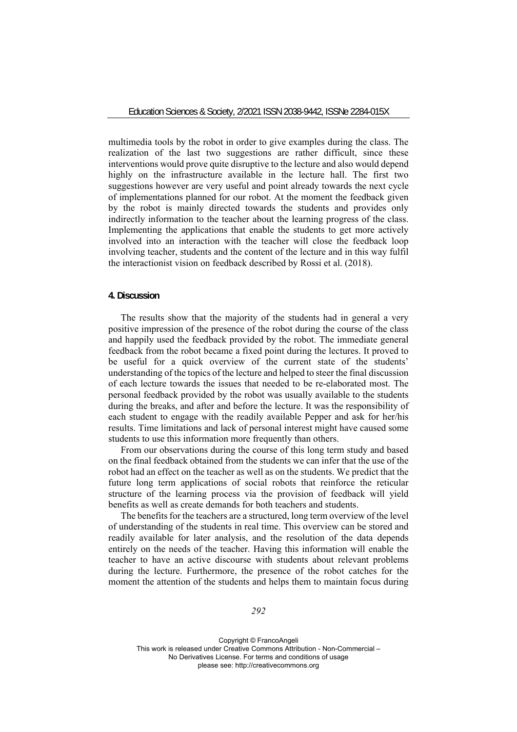multimedia tools by the robot in order to give examples during the class. The realization of the last two suggestions are rather difficult, since these interventions would prove quite disruptive to the lecture and also would depend highly on the infrastructure available in the lecture hall. The first two suggestions however are very useful and point already towards the next cycle of implementations planned for our robot. At the moment the feedback given by the robot is mainly directed towards the students and provides only indirectly information to the teacher about the learning progress of the class. Implementing the applications that enable the students to get more actively involved into an interaction with the teacher will close the feedback loop involving teacher, students and the content of the lecture and in this way fulfil the interactionist vision on feedback described by Rossi et al. (2018).

## 4. Discussion

The results show that the majority of the students had in general a very positive impression of the presence of the robot during the course of the class and happily used the feedback provided by the robot. The immediate general feedback from the robot became a fixed point during the lectures. It proved to be useful for a quick overview of the current state of the students' understanding of the topics of the lecture and helped to steer the final discussion of each lecture towards the issues that needed to be re-elaborated most. The personal feedback provided by the robot was usually available to the students during the breaks, and after and before the lecture. It was the responsibility of each student to engage with the readily available Pepper and ask for her/his results. Time limitations and lack of personal interest might have caused some students to use this information more frequently than others.

From our observations during the course of this long term study and based on the final feedback obtained from the students we can infer that the use of the robot had an effect on the teacher as well as on the students. We predict that the future long term applications of social robots that reinforce the reticular structure of the learning process via the provision of feedback will yield benefits as well as create demands for both teachers and students.

The benefits for the teachers are a structured, long term overview of the level of understanding of the students in real time. This overview can be stored and readily available for later analysis, and the resolution of the data depends entirely on the needs of the teacher. Having this information will enable the teacher to have an active discourse with students about relevant problems during the lecture. Furthermore, the presence of the robot catches for the moment the attention of the students and helps them to maintain focus during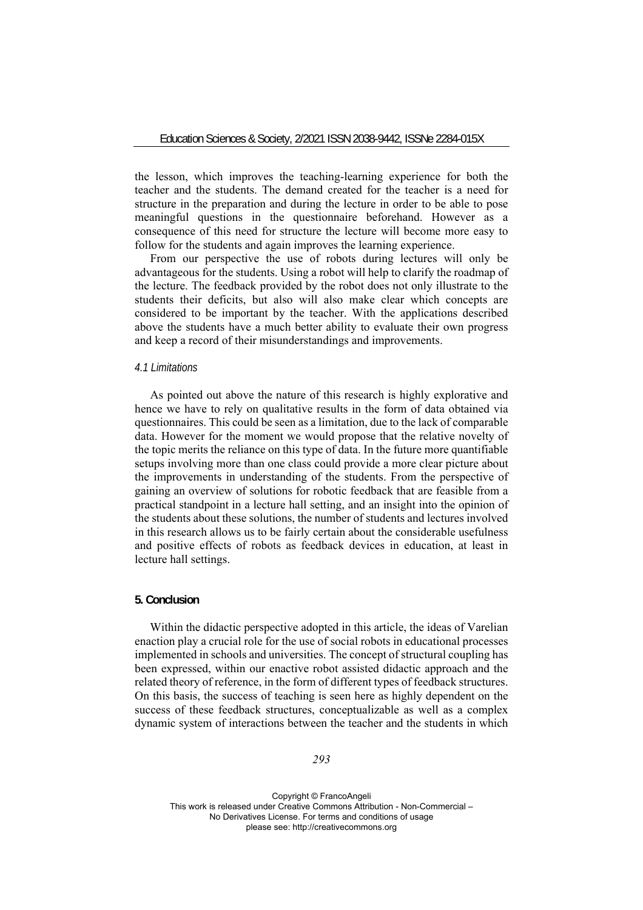the lesson, which improves the teaching-learning experience for both the teacher and the students. The demand created for the teacher is a need for structure in the preparation and during the lecture in order to be able to pose meaningful questions in the questionnaire beforehand. However as a consequence of this need for structure the lecture will become more easy to follow for the students and again improves the learning experience.

From our perspective the use of robots during lectures will only be advantageous for the students. Using a robot will help to clarify the roadmap of the lecture. The feedback provided by the robot does not only illustrate to the students their deficits, but also will also make clear which concepts are considered to be important by the teacher. With the applications described above the students have a much better ability to evaluate their own progress and keep a record of their misunderstandings and improvements.

### *4.1 Limitations*

As pointed out above the nature of this research is highly explorative and hence we have to rely on qualitative results in the form of data obtained via questionnaires. This could be seen as a limitation, due to the lack of comparable data. However for the moment we would propose that the relative novelty of the topic merits the reliance on this type of data. In the future more quantifiable setups involving more than one class could provide a more clear picture about the improvements in understanding of the students. From the perspective of gaining an overview of solutions for robotic feedback that are feasible from a practical standpoint in a lecture hall setting, and an insight into the opinion of the students about these solutions, the number of students and lectures involved in this research allows us to be fairly certain about the considerable usefulness and positive effects of robots as feedback devices in education, at least in lecture hall settings.

## 5. Conclusion

Within the didactic perspective adopted in this article, the ideas of Varelian enaction play a crucial role for the use of social robots in educational processes implemented in schools and universities. The concept of structural coupling has been expressed, within our enactive robot assisted didactic approach and the related theory of reference, in the form of different types of feedback structures. On this basis, the success of teaching is seen here as highly dependent on the success of these feedback structures, conceptualizable as well as a complex dynamic system of interactions between the teacher and the students in which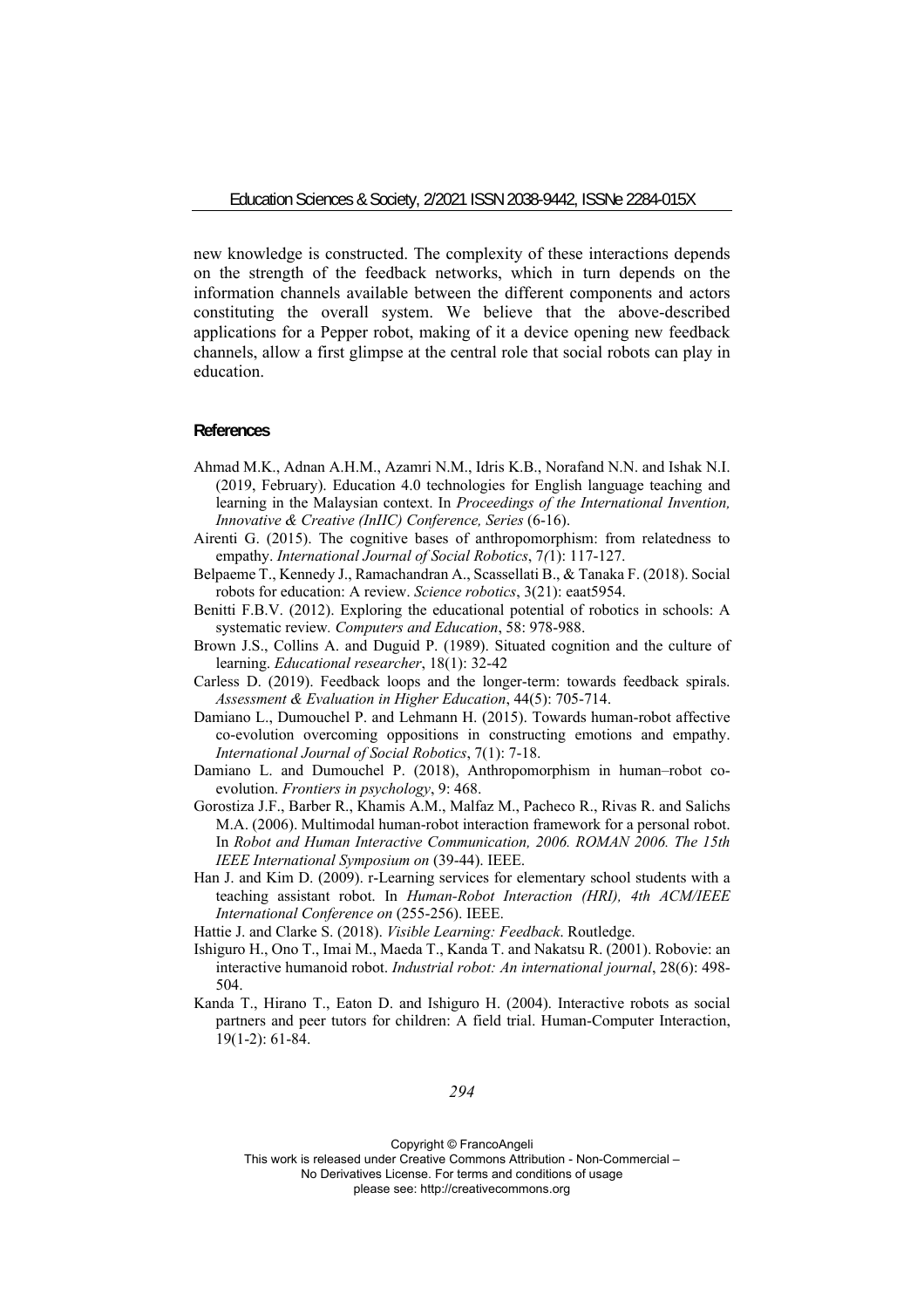new knowledge is constructed. The complexity of these interactions depends on the strength of the feedback networks, which in turn depends on the information channels available between the different components and actors constituting the overall system. We believe that the above-described applications for a Pepper robot, making of it a device opening new feedback channels, allow a first glimpse at the central role that social robots can play in education.

## References

Ahmad M.K., Adnan A.H.M., Azamri N.M., Idris K.B., Norafand N.N. and Ishak N.I. (2019, February). Education 4.0 technologies for English language teaching and learning in the Malaysian context. In *Proceedings of the International Invention, Innovative & Creative (InIIC) Conference, Series* (6-16).

Airenti G. (2015). The cognitive bases of anthropomorphism: from relatedness to empathy. *International Journal of Social Robotics*, 7*(*1): 117-127.

Belpaeme T., Kennedy J., Ramachandran A., Scassellati B., & Tanaka F. (2018). Social robots for education: A review. *Science robotics*, 3(21): eaat5954.

Benitti F.B.V. (2012). Exploring the educational potential of robotics in schools: A systematic review*. Computers and Education*, 58: 978-988.

Brown J.S., Collins A. and Duguid P. (1989). Situated cognition and the culture of learning. *Educational researcher*, 18(1): 32-42

Carless D. (2019). Feedback loops and the longer-term: towards feedback spirals. *Assessment & Evaluation in Higher Education*, 44(5): 705-714.

Damiano L., Dumouchel P. and Lehmann H. (2015). Towards human-robot affective co-evolution overcoming oppositions in constructing emotions and empathy. *International Journal of Social Robotics*, 7(1): 7-18.

Damiano L. and Dumouchel P. (2018), Anthropomorphism in human–robot co-evolution. *Frontiers in psychology*, 9: 468.

Gorostiza J.F., Barber R., Khamis A.M., Malfaz M., Pacheco R., Rivas R. and Salichs M.A. (2006). Multimodal human-robot interaction framework for a personal robot. In *Robot and Human Interactive Communication, 2006. ROMAN 2006. The 15th IEEE International Symposium on* (39-44). IEEE.

Han J. and Kim D. (2009). r-Learning services for elementary school students with a teaching assistant robot. In *Human-Robot Interaction (HRI), 4th ACM/IEEE International Conference on* (255-256). IEEE.

Hattie J. and Clarke S. (2018). *Visible Learning: Feedback*. Routledge.

Ishiguro H., Ono T., Imai M., Maeda T., Kanda T. and Nakatsu R. (2001). Robovie: an interactive humanoid robot. *Industrial robot: An international journal*, 28(6): 498-504.

Kanda T., Hirano T., Eaton D. and Ishiguro H. (2004). Interactive robots as social partners and peer tutors for children: A field trial. Human-Computer Interaction, 19(1-2): 61-84.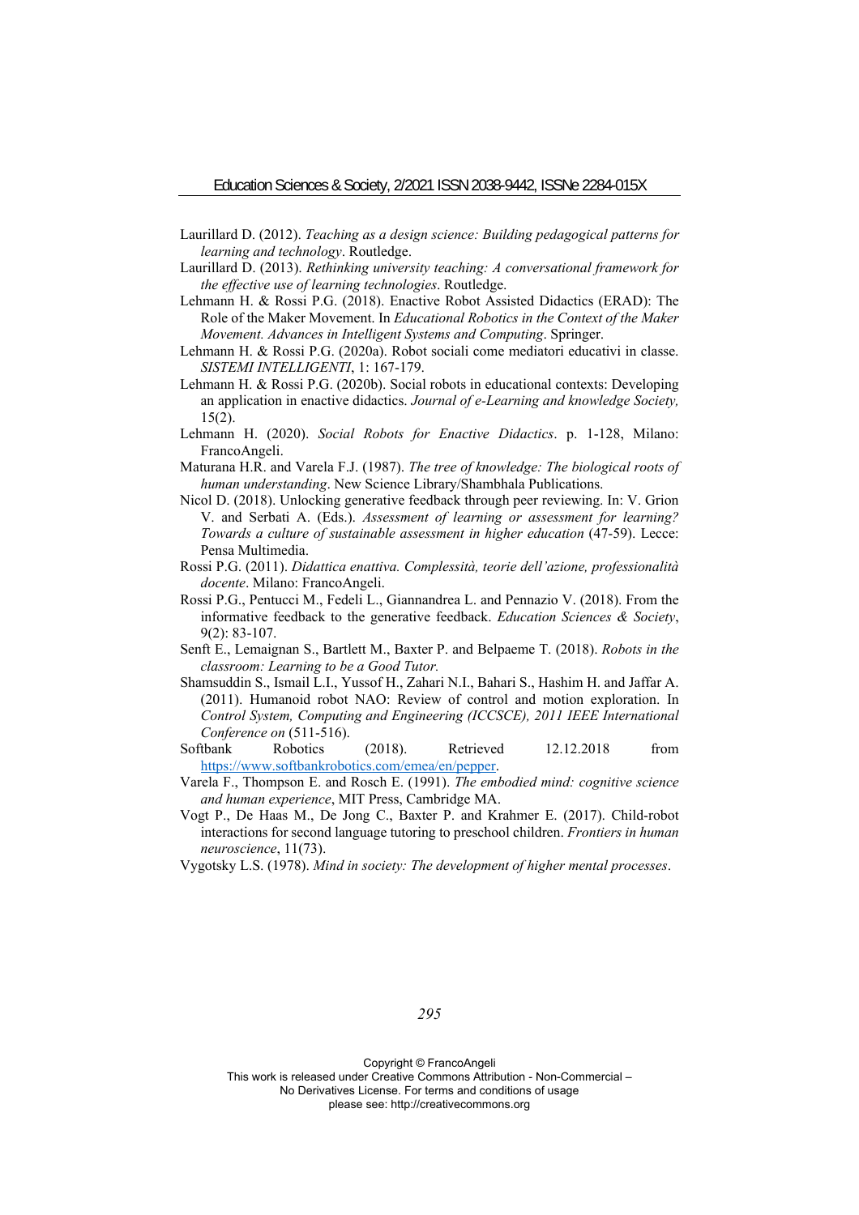Laurillard D. (2012). *Teaching as a design science: Building pedagogical patterns for learning and technology*. Routledge.

Laurillard D. (2013). *Rethinking university teaching: A conversational framework for the effective use of learning technologies*. Routledge.

Lehmann H. & Rossi P.G. (2018). Enactive Robot Assisted Didactics (ERAD): The Role of the Maker Movement. In *Educational Robotics in the Context of the Maker Movement. Advances in Intelligent Systems and Computing*. Springer.

Lehmann H. & Rossi P.G. (2020a). Robot sociali come mediatori educativi in classe. *SISTEMI INTELLIGENTI*, 1: 167-179.

Lehmann H. & Rossi P.G. (2020b). Social robots in educational contexts: Developing an application in enactive didactics. *Journal of e-Learning and knowledge Society,* 15(2).

Lehmann H. (2020). *Social Robots for Enactive Didactics*. p. 1-128, Milano: FrancoAngeli.

Maturana H.R. and Varela F.J. (1987). *The tree of knowledge: The biological roots of human understanding*. New Science Library/Shambhala Publications.

Nicol D. (2018). Unlocking generative feedback through peer reviewing. In: V. Grion V. and Serbati A. (Eds.). *Assessment of learning or assessment for learning? Towards a culture of sustainable assessment in higher education* (47-59). Lecce: Pensa Multimedia.

Rossi P.G. (2011). *Didattica enattiva. Complessità, teorie dell'azione, professionalità docente*. Milano: FrancoAngeli.

Rossi P.G., Pentucci M., Fedeli L., Giannandrea L. and Pennazio V. (2018). From the informative feedback to the generative feedback. *Education Sciences & Society*, 9(2): 83-107.

Senft E., Lemaignan S., Bartlett M., Baxter P. and Belpaeme T. (2018). *Robots in the classroom: Learning to be a Good Tutor.*

Shamsuddin S., Ismail L.I., Yussof H., Zahari N.I., Bahari S., Hashim H. and Jaffar A. (2011). Humanoid robot NAO: Review of control and motion exploration. In *Control System, Computing and Engineering (ICCSCE), 2011 IEEE International Conference on* (511-516).

Softbank Robotics (2018). Retrieved 12.12.2018 from https://www.softbankrobotics.com/emea/en/pepper.

Varela F., Thompson E. and Rosch E. (1991). *The embodied mind: cognitive science and human experience*, MIT Press, Cambridge MA.

Vogt P., De Haas M., De Jong C., Baxter P. and Krahmer E. (2017). Child-robot interactions for second language tutoring to preschool children. *Frontiers in human neuroscience*, 11(73).

Vygotsky L.S. (1978). *Mind in society: The development of higher mental processes*.